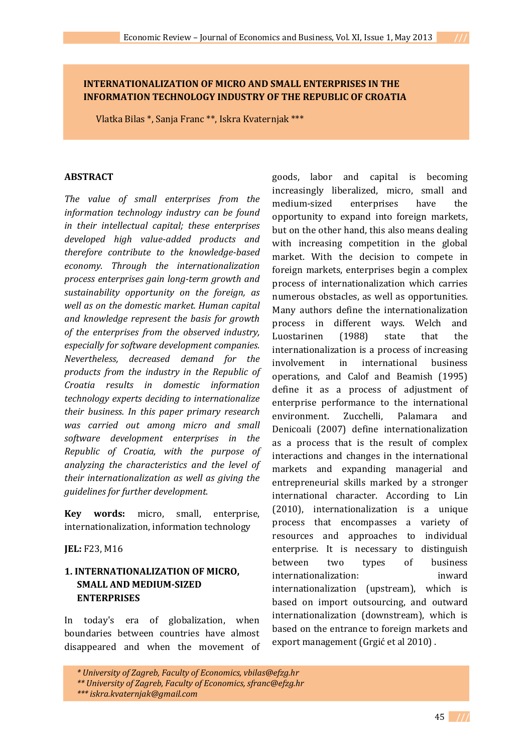# INTERNATIONALIZATION OF MICRO AND SMALL ENTERPRISES IN THE INFORMATION TECHNOLOGY INDUSTRY OF THE REPUBLIC OF CROATIA

Vlatka Bilas *, Sanja Franc **, Iskra Kvaternjak ***

## ABSTRACT

*The value of small enterprises from the information technology industry can be found in their intellectual capital; these enterprises developed high value-added products and therefore contribute to the knowledge-based economy. Through the internationalization process enterprises gain long-term growth and sustainability opportunity on the foreign, as well as on the domestic market. Human capital and knowledge represent the basis for growth of the enterprises from the observed industry, especially for software development companies. Nevertheless, decreased demand for the products from the industry in the Republic of Croatia results in domestic information technology experts deciding to internationalize their business. In this paper primary research was carried out among micro and small software development enterprises in the Republic of Croatia, with the purpose of analyzing the characteristics and the level of their internationalization as well as giving the guidelines for further development.*

**Key words:** micro, small, enterprise, internationalization, information technology

**JEL:** F23, M16

## 1. INTERNATIONALIZATION OF MICRO, SMALL AND MEDIUM-SIZED ENTERPRISES

In today's era of globalization, when boundaries between countries have almost disappeared and when the movement of goods, labor and capital is becoming increasingly liberalized, micro, small and medium-sized enterprises have the opportunity to expand into foreign markets, but on the other hand, this also means dealing with increasing competition in the global market. With the decision to compete in foreign markets, enterprises begin a complex process of internationalization which carries numerous obstacles, as well as opportunities. Many authors define the internationalization process in different ways. Welch and Luostarinen (1988) state that the internationalization is a process of increasing involvement in international business operations, and Calof and Beamish (1995) define it as a process of adjustment of enterprise performance to the international environment. Zucchelli, Palamara and Denicoali (2007) define internationalization as a process that is the result of complex interactions and changes in the international markets and expanding managerial and entrepreneurial skills marked by a stronger international character. According to Lin (2010), internationalization is a unique process that encompasses a variety of resources and approaches to individual enterprise. It is necessary to distinguish between two types of business internationalization: inward internationalization (upstream), which is based on import outsourcing, and outward internationalization (downstream), which is based on the entrance to foreign markets and export management (Grgić et al 2010) .

*\* University of Zagreb, Faculty of Economics, vbilas@efzg.hr*
*\*\* University of Zagreb, Faculty of Economics, sfranc@efzg.hr*
*\*\*\* iskra.kvaternjak@gmail.com*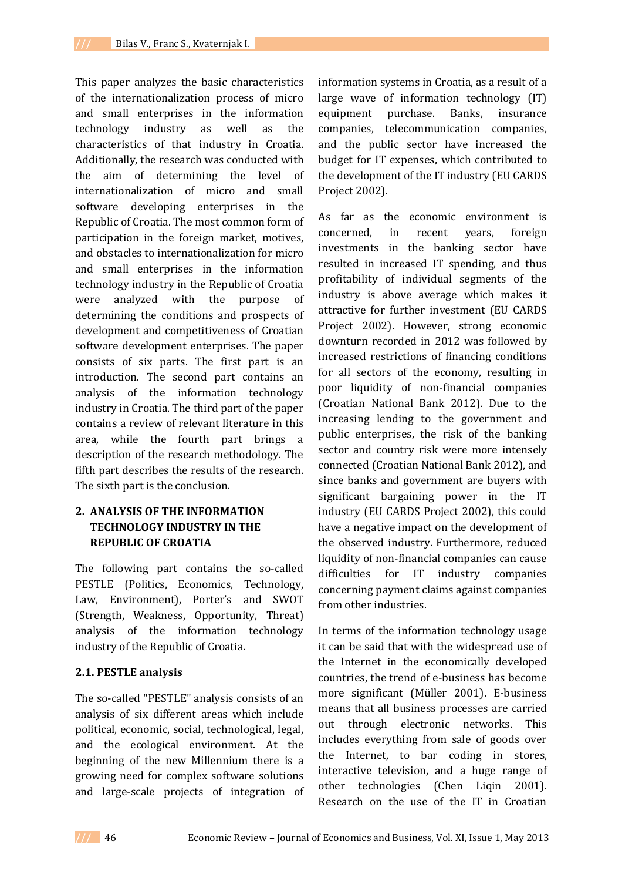This paper analyzes the basic characteristics of the internationalization process of micro and small enterprises in the information technology industry as well as the characteristics of that industry in Croatia. Additionally, the research was conducted with the aim of determining the level of internationalization of micro and small software developing enterprises in the Republic of Croatia. The most common form of participation in the foreign market, motives, and obstacles to internationalization for micro and small enterprises in the information technology industry in the Republic of Croatia were analyzed with the purpose of determining the conditions and prospects of development and competitiveness of Croatian software development enterprises. The paper consists of six parts. The first part is an introduction. The second part contains an analysis of the information technology industry in Croatia. The third part of the paper contains a review of relevant literature in this area, while the fourth part brings a description of the research methodology. The fifth part describes the results of the research. The sixth part is the conclusion.

## 2. ANALYSIS OF THE INFORMATION TECHNOLOGY INDUSTRY IN THE REPUBLIC OF CROATIA

The following part contains the so-called PESTLE (Politics, Economics, Technology, Law, Environment), Porter's and SWOT (Strength, Weakness, Opportunity, Threat) analysis of the information technology industry of the Republic of Croatia.

### 2.1. PESTLE analysis

The so-called "PESTLE" analysis consists of an analysis of six different areas which include political, economic, social, technological, legal, and the ecological environment. At the beginning of the new Millennium there is a growing need for complex software solutions and large-scale projects of integration of information systems in Croatia, as a result of a large wave of information technology (IT) equipment purchase. Banks, insurance companies, telecommunication companies, and the public sector have increased the budget for IT expenses, which contributed to the development of the IT industry (EU CARDS Project 2002).

As far as the economic environment is concerned, in recent years, foreign investments in the banking sector have resulted in increased IT spending, and thus profitability of individual segments of the industry is above average which makes it attractive for further investment (EU CARDS Project 2002). However, strong economic downturn recorded in 2012 was followed by increased restrictions of financing conditions for all sectors of the economy, resulting in poor liquidity of non-financial companies (Croatian National Bank 2012). Due to the increasing lending to the government and public enterprises, the risk of the banking sector and country risk were more intensely connected (Croatian National Bank 2012), and since banks and government are buyers with significant bargaining power in the IT industry (EU CARDS Project 2002), this could have a negative impact on the development of the observed industry. Furthermore, reduced liquidity of non-financial companies can cause difficulties for IT industry companies concerning payment claims against companies from other industries.

In terms of the information technology usage it can be said that with the widespread use of the Internet in the economically developed countries, the trend of e-business has become more significant (Müller 2001). E-business means that all business processes are carried out through electronic networks. This includes everything from sale of goods over the Internet, to bar coding in stores, interactive television, and a huge range of other technologies (Chen Liqin 2001). Research on the use of the IT in Croatian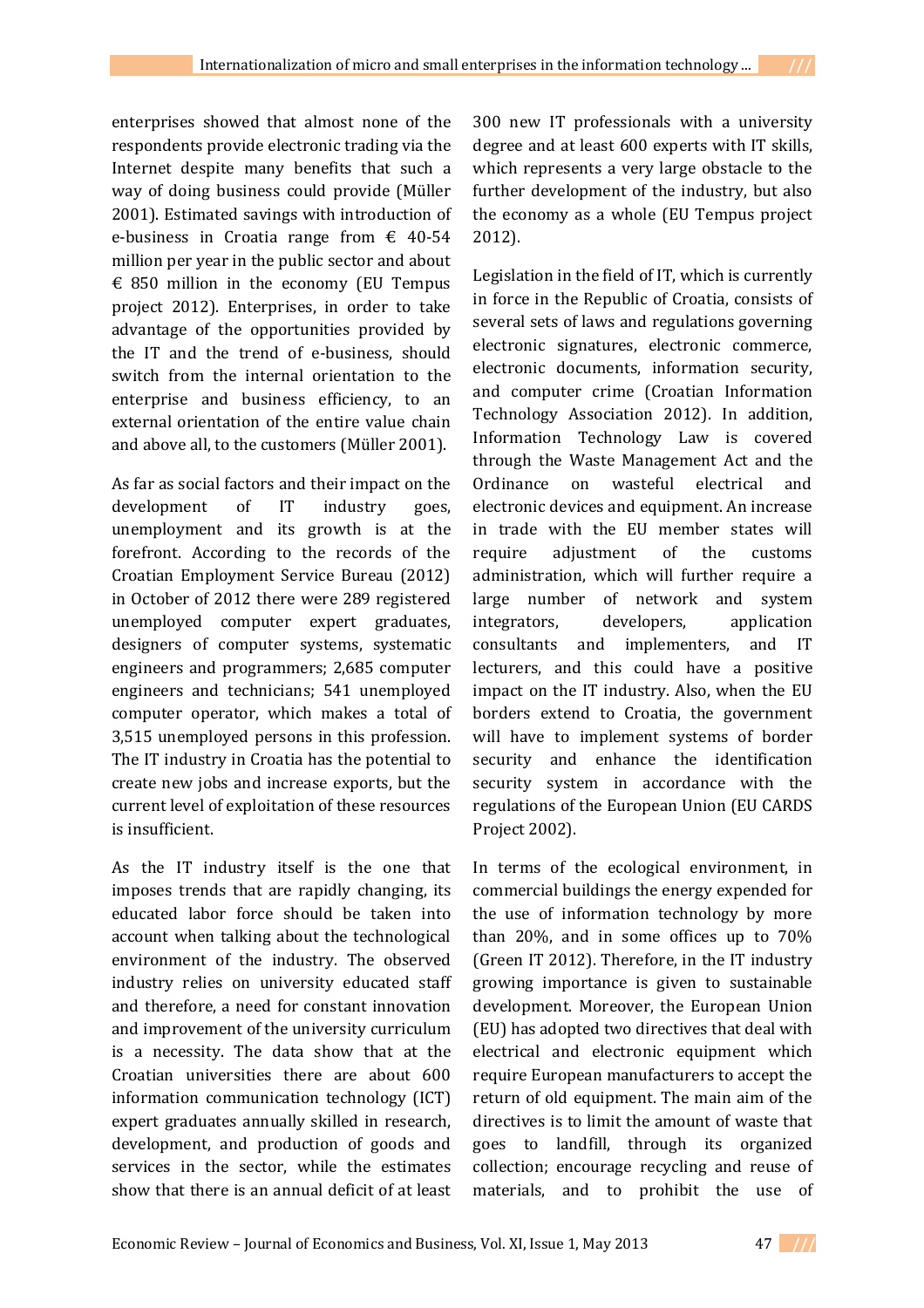enterprises showed that almost none of the respondents provide electronic trading via the Internet despite many benefits that such a way of doing business could provide (Müller 2001). Estimated savings with introduction of e-business in Croatia range from € 40-54 million per year in the public sector and about € 850 million in the economy (EU Tempus project 2012). Enterprises, in order to take advantage of the opportunities provided by the IT and the trend of e-business, should switch from the internal orientation to the enterprise and business efficiency, to an external orientation of the entire value chain and above all, to the customers (Müller 2001).

As far as social factors and their impact on the development of IT industry goes, unemployment and its growth is at the forefront. According to the records of the Croatian Employment Service Bureau (2012) in October of 2012 there were 289 registered unemployed computer expert graduates, designers of computer systems, systematic engineers and programmers; 2,685 computer engineers and technicians; 541 unemployed computer operator, which makes a total of 3,515 unemployed persons in this profession. The IT industry in Croatia has the potential to create new jobs and increase exports, but the current level of exploitation of these resources is insufficient.

As the IT industry itself is the one that imposes trends that are rapidly changing, its educated labor force should be taken into account when talking about the technological environment of the industry. The observed industry relies on university educated staff and therefore, a need for constant innovation and improvement of the university curriculum is a necessity. The data show that at the Croatian universities there are about 600 information communication technology (ICT) expert graduates annually skilled in research, development, and production of goods and services in the sector, while the estimates show that there is an annual deficit of at least 300 new IT professionals with a university degree and at least 600 experts with IT skills, which represents a very large obstacle to the further development of the industry, but also the economy as a whole (EU Tempus project 2012).

Legislation in the field of IT, which is currently in force in the Republic of Croatia, consists of several sets of laws and regulations governing electronic signatures, electronic commerce, electronic documents, information security, and computer crime (Croatian Information Technology Association 2012). In addition, Information Technology Law is covered through the Waste Management Act and the Ordinance on wasteful electrical and electronic devices and equipment. An increase in trade with the EU member states will require adjustment of the customs administration, which will further require a large number of network and system integrators, developers, application consultants and implementers, and IT lecturers, and this could have a positive impact on the IT industry. Also, when the EU borders extend to Croatia, the government will have to implement systems of border security and enhance the identification security system in accordance with the regulations of the European Union (EU CARDS Project 2002).

In terms of the ecological environment, in commercial buildings the energy expended for the use of information technology by more than 20%, and in some offices up to 70% (Green IT 2012). Therefore, in the IT industry growing importance is given to sustainable development. Moreover, the European Union (EU) has adopted two directives that deal with electrical and electronic equipment which require European manufacturers to accept the return of old equipment. The main aim of the directives is to limit the amount of waste that goes to landfill, through its organized collection; encourage recycling and reuse of materials, and to prohibit the use of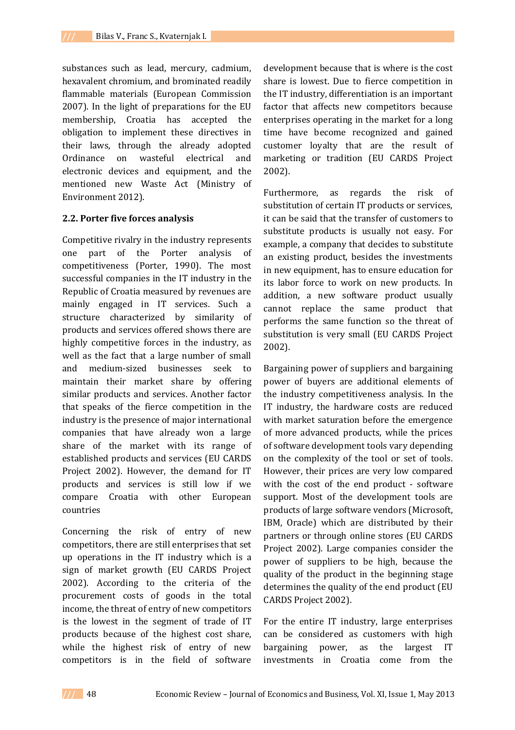substances such as lead, mercury, cadmium, hexavalent chromium, and brominated readily flammable materials (European Commission 2007). In the light of preparations for the EU membership, Croatia has accepted the obligation to implement these directives in their laws, through the already adopted Ordinance on wasteful electrical and electronic devices and equipment, and the mentioned new Waste Act (Ministry of Environment 2012).

### 2.2. Porter five forces analysis

Competitive rivalry in the industry represents one part of the Porter analysis of competitiveness (Porter, 1990). The most successful companies in the IT industry in the Republic of Croatia measured by revenues are mainly engaged in IT services. Such a structure characterized by similarity of products and services offered shows there are highly competitive forces in the industry, as well as the fact that a large number of small and medium-sized businesses seek to maintain their market share by offering similar products and services. Another factor that speaks of the fierce competition in the industry is the presence of major international companies that have already won a large share of the market with its range of established products and services (EU CARDS Project 2002). However, the demand for IT products and services is still low if we compare Croatia with other European countries

Concerning the risk of entry of new competitors, there are still enterprises that set up operations in the IT industry which is a sign of market growth (EU CARDS Project 2002). According to the criteria of the procurement costs of goods in the total income, the threat of entry of new competitors is the lowest in the segment of trade of IT products because of the highest cost share, while the highest risk of entry of new competitors is in the field of software development because that is where is the cost share is lowest. Due to fierce competition in the IT industry, differentiation is an important factor that affects new competitors because enterprises operating in the market for a long time have become recognized and gained customer loyalty that are the result of marketing or tradition (EU CARDS Project 2002).

Furthermore, as regards the risk of substitution of certain IT products or services, it can be said that the transfer of customers to substitute products is usually not easy. For example, a company that decides to substitute an existing product, besides the investments in new equipment, has to ensure education for its labor force to work on new products. In addition, a new software product usually cannot replace the same product that performs the same function so the threat of substitution is very small (EU CARDS Project 2002).

Bargaining power of suppliers and bargaining power of buyers are additional elements of the industry competitiveness analysis. In the IT industry, the hardware costs are reduced with market saturation before the emergence of more advanced products, while the prices of software development tools vary depending on the complexity of the tool or set of tools. However, their prices are very low compared with the cost of the end product - software support. Most of the development tools are products of large software vendors (Microsoft, IBM, Oracle) which are distributed by their partners or through online stores (EU CARDS Project 2002). Large companies consider the power of suppliers to be high, because the quality of the product in the beginning stage determines the quality of the end product (EU CARDS Project 2002).

For the entire IT industry, large enterprises can be considered as customers with high bargaining power, as the largest IT investments in Croatia come from the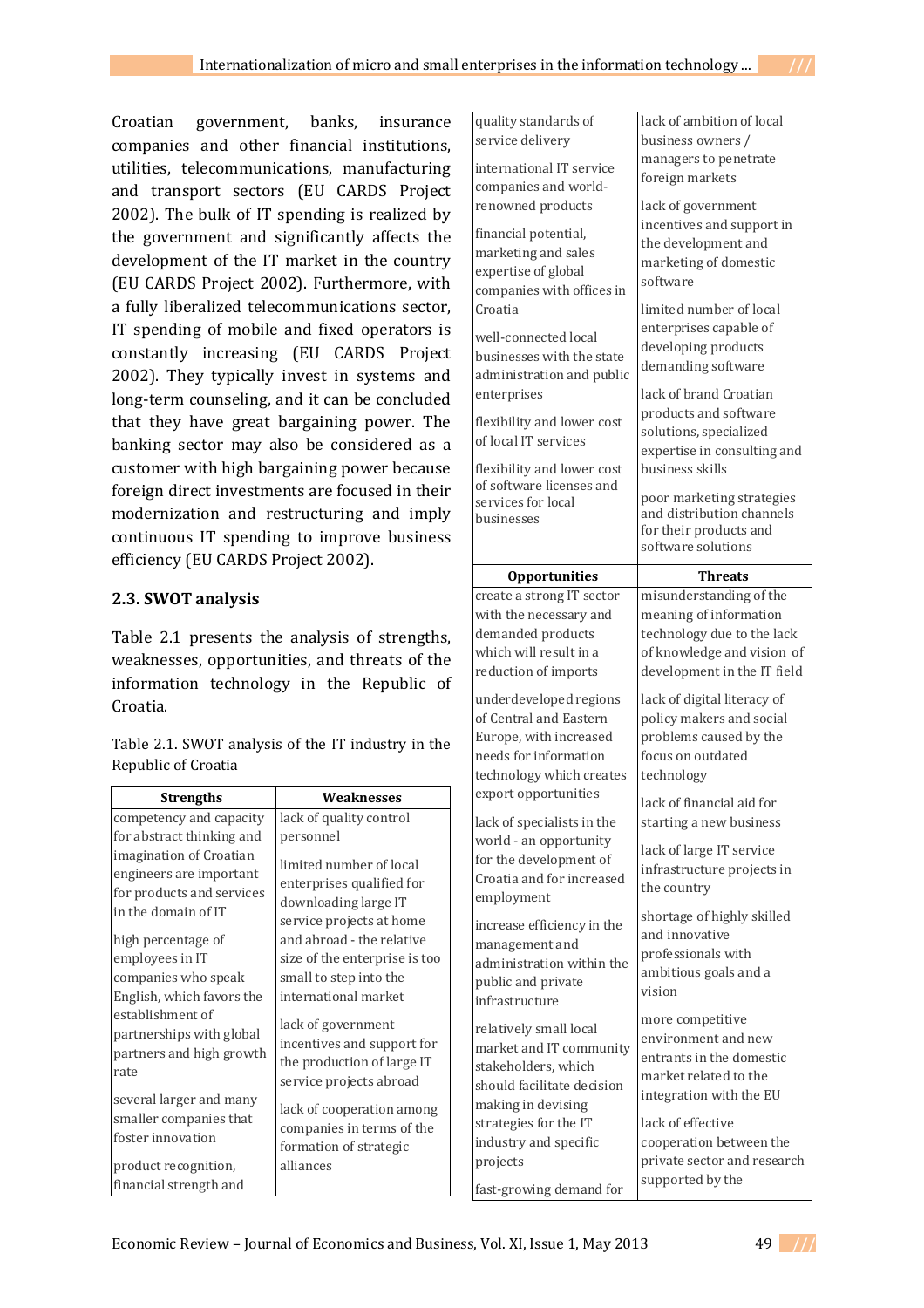Croatian government, banks, insurance companies and other financial institutions, utilities, telecommunications, manufacturing and transport sectors (EU CARDS Project 2002). The bulk of IT spending is realized by the government and significantly affects the development of the IT market in the country (EU CARDS Project 2002). Furthermore, with a fully liberalized telecommunications sector, IT spending of mobile and fixed operators is constantly increasing (EU CARDS Project 2002). They typically invest in systems and long-term counseling, and it can be concluded that they have great bargaining power. The banking sector may also be considered as a customer with high bargaining power because foreign direct investments are focused in their modernization and restructuring and imply continuous IT spending to improve business efficiency (EU CARDS Project 2002).

## 2.3. SWOT analysis

Table 2.1 presents the analysis of strengths, weaknesses, opportunities, and threats of the information technology in the Republic of Croatia.

Table 2.1. SWOT analysis of the IT industry in the Republic of Croatia

| Strengths | Weaknesses |
|---|---|
| competency and capacity for abstract thinking and imagination of Croatian engineers are important for products and services in the domain of IT | lack of quality control personnel |
| high percentage of employees in IT companies who speak English, which favors the establishment of partnerships with global partners and high growth rate | limited number of local enterprises qualified for downloading large IT service projects at home and abroad - the relative size of the enterprise is too small to step into the international market |
| several larger and many smaller companies that foster innovation | lack of government incentives and support for the production of large IT service projects abroad |
| product recognition, financial strength and quality standards of service delivery | lack of cooperation among companies in terms of the formation of strategic alliances |
| international IT service companies and world-renowned products | lack of ambition of local business owners / managers to penetrate foreign markets |
| financial potential, marketing and sales expertise of global companies with offices in Croatia | lack of government incentives and support in the development and marketing of domestic software |
| well-connected local businesses with the state administration and public enterprises | limited number of local enterprises capable of developing products demanding software |
| flexibility and lower cost of local IT services | lack of brand Croatian products and software solutions, specialized expertise in consulting and business skills |
| flexibility and lower cost of software licenses and services for local businesses | poor marketing strategies and distribution channels for their products and software solutions |

| Opportunities | Threats |
|---|---|
| create a strong IT sector with the necessary and demanded products which will result in a reduction of imports | misunderstanding of the meaning of information technology due to the lack of knowledge and vision of development in the IT field |
| underdeveloped regions of Central and Eastern Europe, with increased needs for information technology which creates export opportunities | lack of digital literacy of policy makers and social problems caused by the focus on outdated technology |
| lack of specialists in the world - an opportunity for the development of Croatia and for increased employment | lack of financial aid for starting a new business |
| increase efficiency in the management and administration within the public and private infrastructure | lack of large IT service infrastructure projects in the country |
| relatively small local market and IT community stakeholders, which should facilitate decision making in devising strategies for the IT industry and specific projects | shortage of highly skilled and innovative professionals with ambitious goals and a vision |
| fast-growing demand for | more competitive environment and new entrants in the domestic market related to the integration with the EU |
| | lack of effective cooperation between the private sector and research supported by the |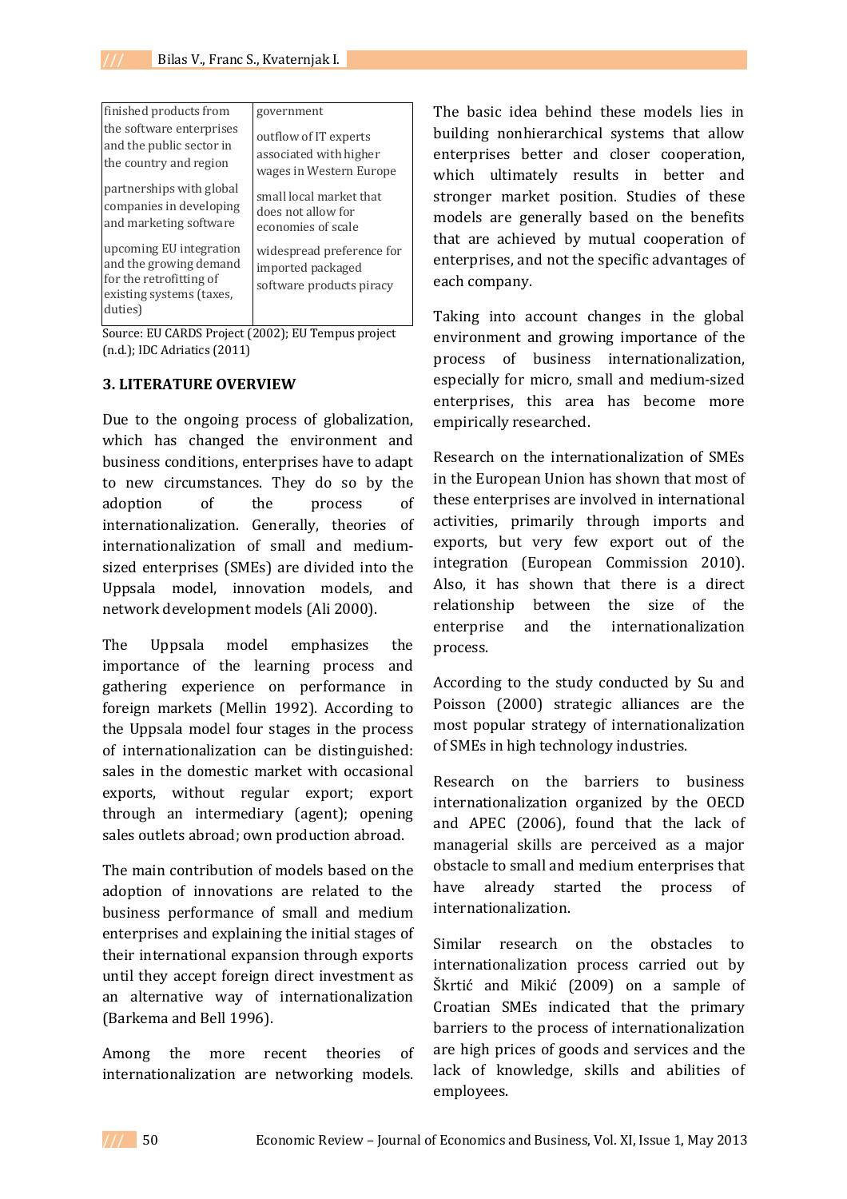| | |
|---|---|
| finished products from the software enterprises and the public sector in the country and region | government |
| | outflow of IT experts associated with higher wages in Western Europe |
| partnerships with global companies in developing and marketing software | small local market that does not allow for economies of scale |
| upcoming EU integration and the growing demand for the retrofitting of existing systems (taxes, duties) | widespread preference for imported packaged software products piracy |

Source: EU CARDS Project (2002); EU Tempus project (n.d.); IDC Adriatics (2011)

## 3. LITERATURE OVERVIEW

Due to the ongoing process of globalization, which has changed the environment and business conditions, enterprises have to adapt to new circumstances. They do so by the adoption of the process of internationalization. Generally, theories of internationalization of small and medium-sized enterprises (SMEs) are divided into the Uppsala model, innovation models, and network development models (Ali 2000).

The Uppsala model emphasizes the importance of the learning process and gathering experience on performance in foreign markets (Mellin 1992). According to the Uppsala model four stages in the process of internationalization can be distinguished: sales in the domestic market with occasional exports, without regular export; export through an intermediary (agent); opening sales outlets abroad; own production abroad.

The main contribution of models based on the adoption of innovations are related to the business performance of small and medium enterprises and explaining the initial stages of their international expansion through exports until they accept foreign direct investment as an alternative way of internationalization (Barkema and Bell 1996).

Among the more recent theories of internationalization are networking models. The basic idea behind these models lies in building nonhierarchical systems that allow enterprises better and closer cooperation, which ultimately results in better and stronger market position. Studies of these models are generally based on the benefits that are achieved by mutual cooperation of enterprises, and not the specific advantages of each company.

Taking into account changes in the global environment and growing importance of the process of business internationalization, especially for micro, small and medium-sized enterprises, this area has become more empirically researched.

Research on the internationalization of SMEs in the European Union has shown that most of these enterprises are involved in international activities, primarily through imports and exports, but very few export out of the integration (European Commission 2010). Also, it has shown that there is a direct relationship between the size of the enterprise and the internationalization process.

According to the study conducted by Su and Poisson (2000) strategic alliances are the most popular strategy of internationalization of SMEs in high technology industries.

Research on the barriers to business internationalization organized by the OECD and APEC (2006), found that the lack of managerial skills are perceived as a major obstacle to small and medium enterprises that have already started the process of internationalization.

Similar research on the obstacles to internationalization process carried out by Škrtić and Mikić (2009) on a sample of Croatian SMEs indicated that the primary barriers to the process of internationalization are high prices of goods and services and the lack of knowledge, skills and abilities of employees.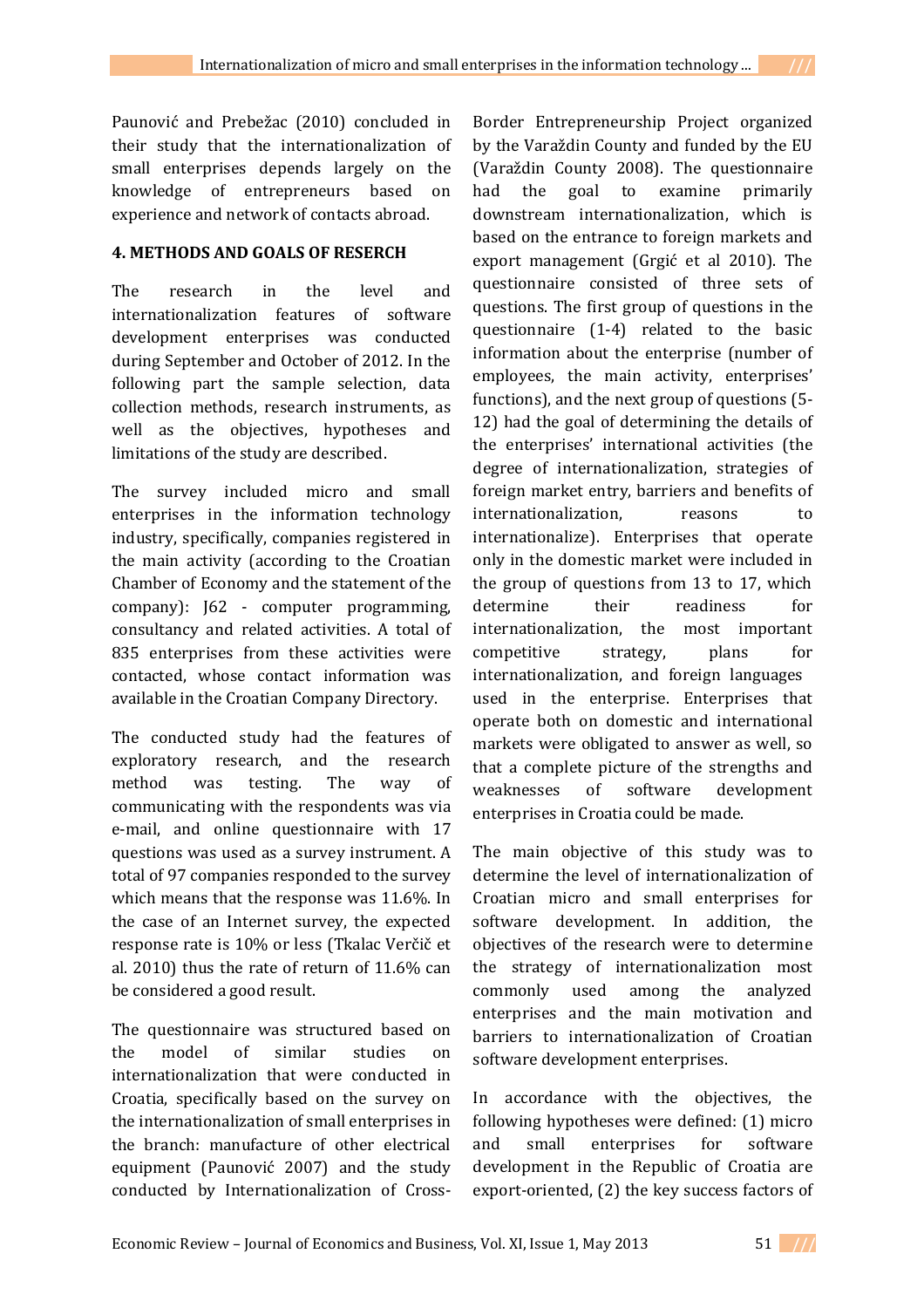Paunović and Prebežac (2010) concluded in their study that the internationalization of small enterprises depends largely on the knowledge of entrepreneurs based on experience and network of contacts abroad.

## 4. METHODS AND GOALS OF RESERCH

The research in the level and internationalization features of software development enterprises was conducted during September and October of 2012. In the following part the sample selection, data collection methods, research instruments, as well as the objectives, hypotheses and limitations of the study are described.

The survey included micro and small enterprises in the information technology industry, specifically, companies registered in the main activity (according to the Croatian Chamber of Economy and the statement of the company): J62 - computer programming, consultancy and related activities. A total of 835 enterprises from these activities were contacted, whose contact information was available in the Croatian Company Directory.

The conducted study had the features of exploratory research, and the research method was testing. The way of communicating with the respondents was via e-mail, and online questionnaire with 17 questions was used as a survey instrument. A total of 97 companies responded to the survey which means that the response was 11.6%. In the case of an Internet survey, the expected response rate is 10% or less (Tkalac Verčič et al. 2010) thus the rate of return of 11.6% can be considered a good result.

The questionnaire was structured based on the model of similar studies on internationalization that were conducted in Croatia, specifically based on the survey on the internationalization of small enterprises in the branch: manufacture of other electrical equipment (Paunović 2007) and the study conducted by Internationalization of Cross-Border Entrepreneurship Project organized by the Varaždin County and funded by the EU (Varaždin County 2008). The questionnaire had the goal to examine primarily downstream internationalization, which is based on the entrance to foreign markets and export management (Grgić et al 2010). The questionnaire consisted of three sets of questions. The first group of questions in the questionnaire (1-4) related to the basic information about the enterprise (number of employees, the main activity, enterprises' functions), and the next group of questions (5-12) had the goal of determining the details of the enterprises' international activities (the degree of internationalization, strategies of foreign market entry, barriers and benefits of internationalization, reasons to internationalize). Enterprises that operate only in the domestic market were included in the group of questions from 13 to 17, which determine their readiness for internationalization, the most important competitive strategy, plans for internationalization, and foreign languages used in the enterprise. Enterprises that operate both on domestic and international markets were obligated to answer as well, so that a complete picture of the strengths and weaknesses of software development enterprises in Croatia could be made.

The main objective of this study was to determine the level of internationalization of Croatian micro and small enterprises for software development. In addition, the objectives of the research were to determine the strategy of internationalization most commonly used among the analyzed enterprises and the main motivation and barriers to internationalization of Croatian software development enterprises.

In accordance with the objectives, the following hypotheses were defined: (1) micro and small enterprises for software development in the Republic of Croatia are export-oriented, (2) the key success factors of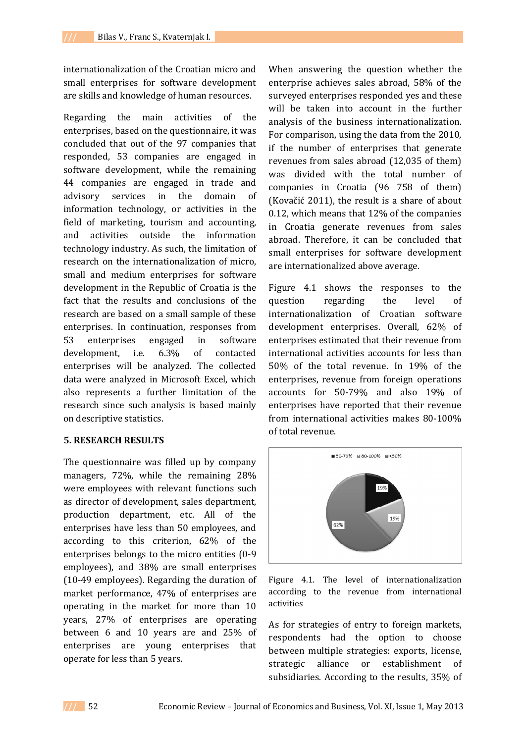internationalization of the Croatian micro and small enterprises for software development are skills and knowledge of human resources.

Regarding the main activities of the enterprises, based on the questionnaire, it was concluded that out of the 97 companies that responded, 53 companies are engaged in software development, while the remaining 44 companies are engaged in trade and advisory services in the domain of information technology, or activities in the field of marketing, tourism and accounting, and activities outside the information technology industry. As such, the limitation of research on the internationalization of micro, small and medium enterprises for software development in the Republic of Croatia is the fact that the results and conclusions of the research are based on a small sample of these enterprises. In continuation, responses from 53 enterprises engaged in software development, i.e. 6.3% of contacted enterprises will be analyzed. The collected data were analyzed in Microsoft Excel, which also represents a further limitation of the research since such analysis is based mainly on descriptive statistics.

## 5. RESEARCH RESULTS

The questionnaire was filled up by company managers, 72%, while the remaining 28% were employees with relevant functions such as director of development, sales department, production department, etc. All of the enterprises have less than 50 employees, and according to this criterion, 62% of the enterprises belongs to the micro entities (0-9 employees), and 38% are small enterprises (10-49 employees). Regarding the duration of market performance, 47% of enterprises are operating in the market for more than 10 years, 27% of enterprises are operating between 6 and 10 years are and 25% of enterprises are young enterprises that operate for less than 5 years.

When answering the question whether the enterprise achieves sales abroad, 58% of the surveyed enterprises responded yes and these will be taken into account in the further analysis of the business internationalization. For comparison, using the data from the 2010, if the number of enterprises that generate revenues from sales abroad (12,035 of them) was divided with the total number of companies in Croatia (96 758 of them) (Kovačić 2011), the result is a share of about 0.12, which means that 12% of the companies in Croatia generate revenues from sales abroad. Therefore, it can be concluded that small enterprises for software development are internationalized above average.

Figure 4.1 shows the responses to the question regarding the level of internationalization of Croatian software development enterprises. Overall, 62% of enterprises estimated that their revenue from international activities accounts for less than 50% of the total revenue. In 19% of the enterprises, revenue from foreign operations accounts for 50-79% and also 19% of enterprises have reported that their revenue from international activities makes 80-100% of total revenue.

Figure 4.1. The level of internationalization according to the revenue from international activities

As for strategies of entry to foreign markets, respondents had the option to choose between multiple strategies: exports, license, strategic alliance or establishment of subsidiaries. According to the results, 35% of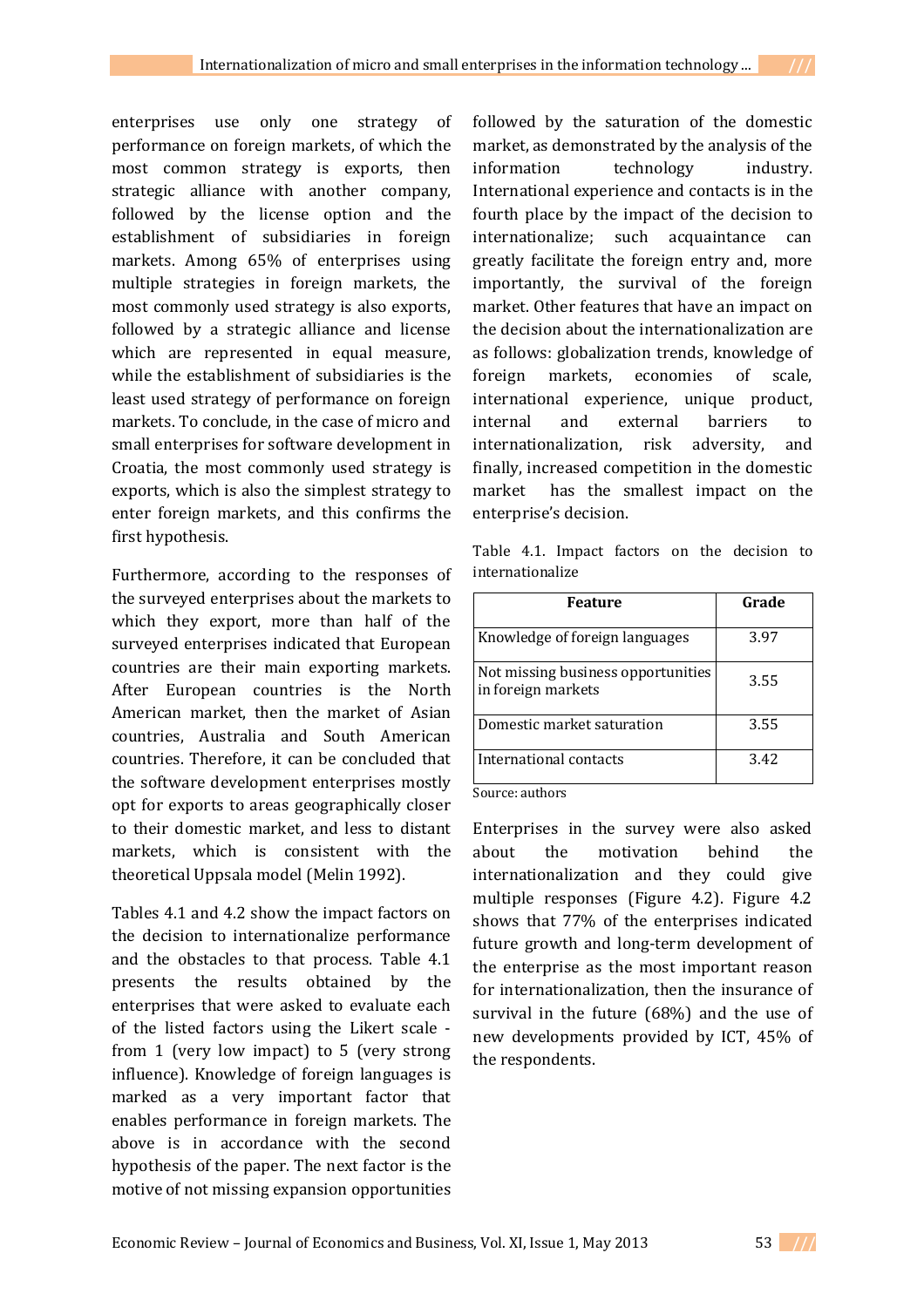enterprises use only one strategy of performance on foreign markets, of which the most common strategy is exports, then strategic alliance with another company, followed by the license option and the establishment of subsidiaries in foreign markets. Among 65% of enterprises using multiple strategies in foreign markets, the most commonly used strategy is also exports, followed by a strategic alliance and license which are represented in equal measure, while the establishment of subsidiaries is the least used strategy of performance on foreign markets. To conclude, in the case of micro and small enterprises for software development in Croatia, the most commonly used strategy is exports, which is also the simplest strategy to enter foreign markets, and this confirms the first hypothesis.

Furthermore, according to the responses of the surveyed enterprises about the markets to which they export, more than half of the surveyed enterprises indicated that European countries are their main exporting markets. After European countries is the North American market, then the market of Asian countries, Australia and South American countries. Therefore, it can be concluded that the software development enterprises mostly opt for exports to areas geographically closer to their domestic market, and less to distant markets, which is consistent with the theoretical Uppsala model (Melin 1992).

Tables 4.1 and 4.2 show the impact factors on the decision to internationalize performance and the obstacles to that process. Table 4.1 presents the results obtained by the enterprises that were asked to evaluate each of the listed factors using the Likert scale - from 1 (very low impact) to 5 (very strong influence). Knowledge of foreign languages is marked as a very important factor that enables performance in foreign markets. The above is in accordance with the second hypothesis of the paper. The next factor is the motive of not missing expansion opportunities followed by the saturation of the domestic market, as demonstrated by the analysis of the information technology industry. International experience and contacts is in the fourth place by the impact of the decision to internationalize; such acquaintance can greatly facilitate the foreign entry and, more importantly, the survival of the foreign market. Other features that have an impact on the decision about the internationalization are as follows: globalization trends, knowledge of foreign markets, economies of scale, international experience, unique product, internal and external barriers to internationalization, risk adversity, and finally, increased competition in the domestic market has the smallest impact on the enterprise's decision.

Table 4.1. Impact factors on the decision to internationalize

| Feature | Grade |
|---|---|
| Knowledge of foreign languages | 3.97 |
| Not missing business opportunities in foreign markets | 3.55 |
| Domestic market saturation | 3.55 |
| International contacts | 3.42 |

Source: authors

Enterprises in the survey were also asked about the motivation behind the internationalization and they could give multiple responses (Figure 4.2). Figure 4.2 shows that 77% of the enterprises indicated future growth and long-term development of the enterprise as the most important reason for internationalization, then the insurance of survival in the future (68%) and the use of new developments provided by ICT, 45% of the respondents.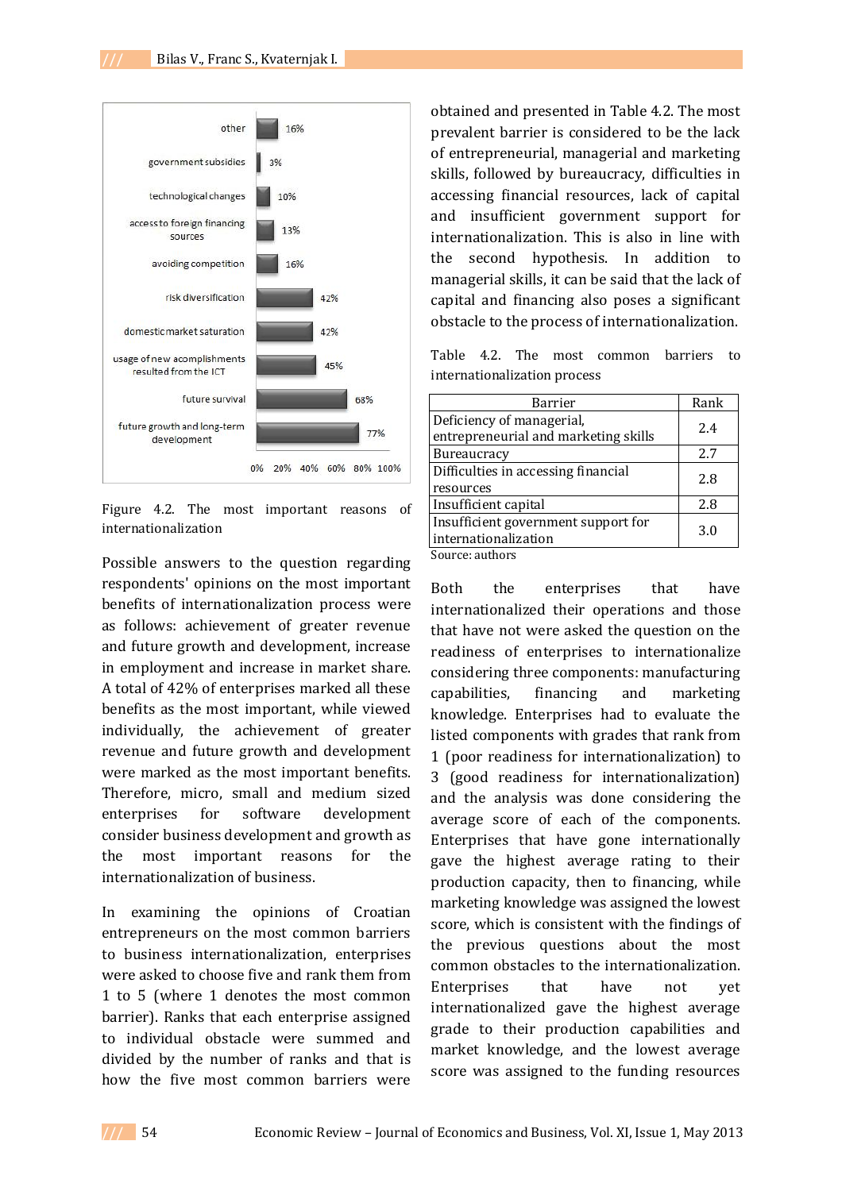| Reason | % |
|---|---|
| other | 16% |
| government subsidies | 3% |
| technological changes | 10% |
| access to foreign financing sources | 13% |
| avoiding competition | 16% |
| risk diversification | 42% |
| domestic market saturation | 42% |
| usage of new acomplishments resulted from the ICT | 45% |
| future survival | 68% |
| future growth and long-term development | 77% |

Figure 4.2. The most important reasons of internationalization

Possible answers to the question regarding respondents' opinions on the most important benefits of internationalization process were as follows: achievement of greater revenue and future growth and development, increase in employment and increase in market share. A total of 42% of enterprises marked all these benefits as the most important, while viewed individually, the achievement of greater revenue and future growth and development were marked as the most important benefits. Therefore, micro, small and medium sized enterprises for software development consider business development and growth as the most important reasons for the internationalization of business.

In examining the opinions of Croatian entrepreneurs on the most common barriers to business internationalization, enterprises were asked to choose five and rank them from 1 to 5 (where 1 denotes the most common barrier). Ranks that each enterprise assigned to individual obstacle were summed and divided by the number of ranks and that is how the five most common barriers were obtained and presented in Table 4.2. The most prevalent barrier is considered to be the lack of entrepreneurial, managerial and marketing skills, followed by bureaucracy, difficulties in accessing financial resources, lack of capital and insufficient government support for internationalization. This is also in line with the second hypothesis. In addition to managerial skills, it can be said that the lack of capital and financing also poses a significant obstacle to the process of internationalization.

Table 4.2. The most common barriers to internationalization process

| Barrier | Rank |
|---|---|
| Deficiency of managerial, entrepreneurial and marketing skills | 2.4 |
| Bureaucracy | 2.7 |
| Difficulties in accessing financial resources | 2.8 |
| Insufficient capital | 2.8 |
| Insufficient government support for internationalization | 3.0 |

Source: authors

Both the enterprises that have internationalized their operations and those that have not were asked the question on the readiness of enterprises to internationalize considering three components: manufacturing capabilities, financing and marketing knowledge. Enterprises had to evaluate the listed components with grades that rank from 1 (poor readiness for internationalization) to 3 (good readiness for internationalization) and the analysis was done considering the average score of each of the components. Enterprises that have gone internationally gave the highest average rating to their production capacity, then to financing, while marketing knowledge was assigned the lowest score, which is consistent with the findings of the previous questions about the most common obstacles to the internationalization. Enterprises that have not yet internationalized gave the highest average grade to their production capabilities and market knowledge, and the lowest average score was assigned to the funding resources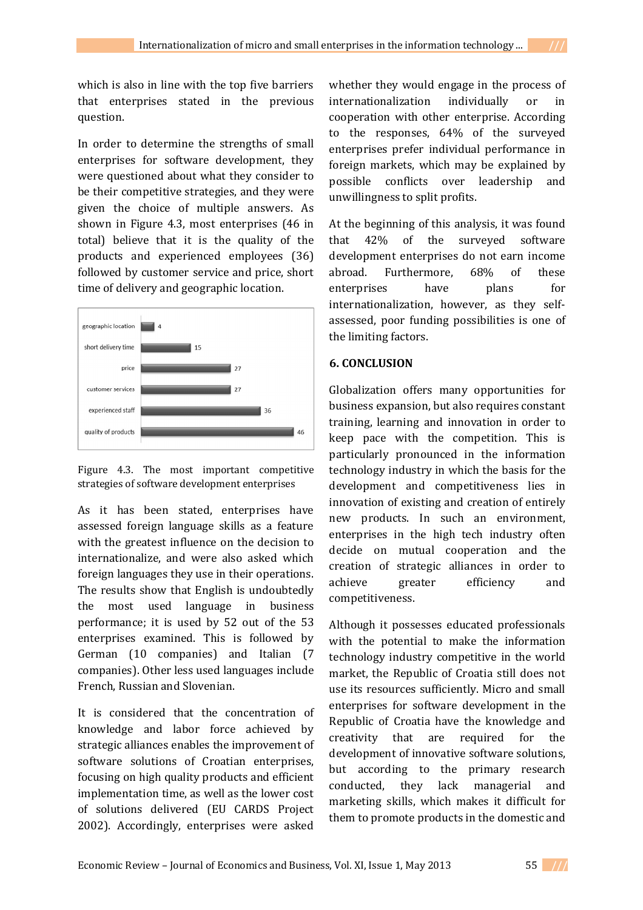which is also in line with the top five barriers that enterprises stated in the previous question.

In order to determine the strengths of small enterprises for software development, they were questioned about what they consider to be their competitive strategies, and they were given the choice of multiple answers. As shown in Figure 4.3, most enterprises (46 in total) believe that it is the quality of the products and experienced employees (36) followed by customer service and price, short time of delivery and geographic location.

| Strategy | Number |
| --- | --- |
| geographic location | 4 |
| short delivery time | 15 |
| price | 27 |
| customer services | 27 |
| experienced staff | 36 |
| quality of products | 46 |

Figure 4.3. The most important competitive strategies of software development enterprises

As it has been stated, enterprises have assessed foreign language skills as a feature with the greatest influence on the decision to internationalize, and were also asked which foreign languages they use in their operations. The results show that English is undoubtedly the most used language in business performance; it is used by 52 out of the 53 enterprises examined. This is followed by German (10 companies) and Italian (7 companies). Other less used languages include French, Russian and Slovenian.

It is considered that the concentration of knowledge and labor force achieved by strategic alliances enables the improvement of software solutions of Croatian enterprises, focusing on high quality products and efficient implementation time, as well as the lower cost of solutions delivered (EU CARDS Project 2002). Accordingly, enterprises were asked whether they would engage in the process of internationalization individually or in cooperation with other enterprise. According to the responses, 64% of the surveyed enterprises prefer individual performance in foreign markets, which may be explained by possible conflicts over leadership and unwillingness to split profits.

At the beginning of this analysis, it was found that 42% of the surveyed software development enterprises do not earn income abroad. Furthermore, 68% of these enterprises have plans for internationalization, however, as they self-assessed, poor funding possibilities is one of the limiting factors.

## 6. CONCLUSION

Globalization offers many opportunities for business expansion, but also requires constant training, learning and innovation in order to keep pace with the competition. This is particularly pronounced in the information technology industry in which the basis for the development and competitiveness lies in innovation of existing and creation of entirely new products. In such an environment, enterprises in the high tech industry often decide on mutual cooperation and the creation of strategic alliances in order to achieve greater efficiency and competitiveness.

Although it possesses educated professionals with the potential to make the information technology industry competitive in the world market, the Republic of Croatia still does not use its resources sufficiently. Micro and small enterprises for software development in the Republic of Croatia have the knowledge and creativity that are required for the development of innovative software solutions, but according to the primary research conducted, they lack managerial and marketing skills, which makes it difficult for them to promote products in the domestic and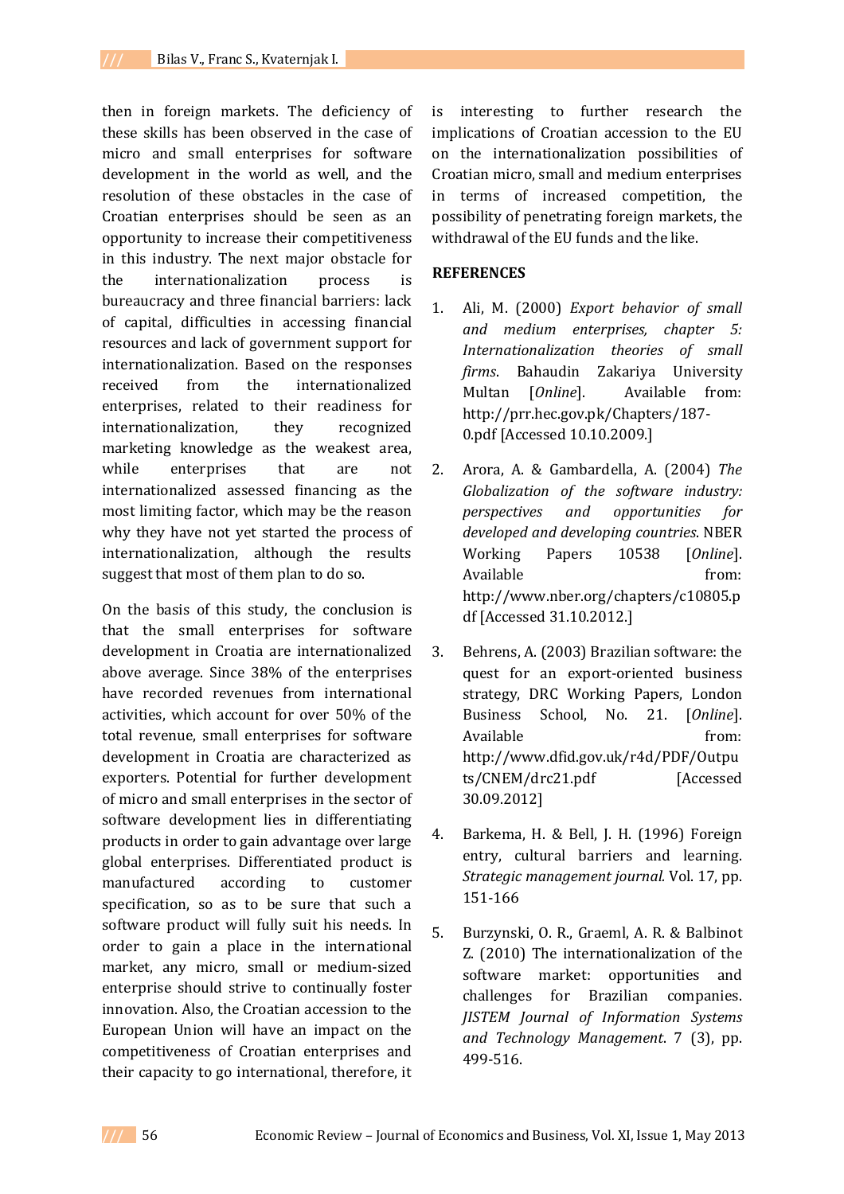then in foreign markets. The deficiency of these skills has been observed in the case of micro and small enterprises for software development in the world as well, and the resolution of these obstacles in the case of Croatian enterprises should be seen as an opportunity to increase their competitiveness in this industry. The next major obstacle for the internationalization process is bureaucracy and three financial barriers: lack of capital, difficulties in accessing financial resources and lack of government support for internationalization. Based on the responses received from the internationalized enterprises, related to their readiness for internationalization, they recognized marketing knowledge as the weakest area, while enterprises that are not internationalized assessed financing as the most limiting factor, which may be the reason why they have not yet started the process of internationalization, although the results suggest that most of them plan to do so.

On the basis of this study, the conclusion is that the small enterprises for software development in Croatia are internationalized above average. Since 38% of the enterprises have recorded revenues from international activities, which account for over 50% of the total revenue, small enterprises for software development in Croatia are characterized as exporters. Potential for further development of micro and small enterprises in the sector of software development lies in differentiating products in order to gain advantage over large global enterprises. Differentiated product is manufactured according to customer specification, so as to be sure that such a software product will fully suit his needs. In order to gain a place in the international market, any micro, small or medium-sized enterprise should strive to continually foster innovation. Also, the Croatian accession to the European Union will have an impact on the competitiveness of Croatian enterprises and their capacity to go international, therefore, it is interesting to further research the implications of Croatian accession to the EU on the internationalization possibilities of Croatian micro, small and medium enterprises in terms of increased competition, the possibility of penetrating foreign markets, the withdrawal of the EU funds and the like.

## REFERENCES

1. Ali, M. (2000) *Export behavior of small and medium enterprises, chapter 5: Internationalization theories of small firms*. Bahaudin Zakariya University Multan [*Online*]. Available from: http://prr.hec.gov.pk/Chapters/187-0.pdf [Accessed 10.10.2009.]

2. Arora, A. & Gambardella, A. (2004) *The Globalization of the software industry: perspectives and opportunities for developed and developing countries*. NBER Working Papers 10538 [*Online*]. Available from: http://www.nber.org/chapters/c10805.pdf [Accessed 31.10.2012.]

3. Behrens, A. (2003) Brazilian software: the quest for an export-oriented business strategy, DRC Working Papers, London Business School, No. 21. [*Online*]. Available from: http://www.dfid.gov.uk/r4d/PDF/Outputs/CNEM/drc21.pdf [Accessed 30.09.2012]

4. Barkema, H. & Bell, J. H. (1996) Foreign entry, cultural barriers and learning. *Strategic management journal*. Vol. 17, pp. 151-166

5. Burzynski, O. R., Graeml, A. R. & Balbinot Z. (2010) The internationalization of the software market: opportunities and challenges for Brazilian companies. *JISTEM Journal of Information Systems and Technology Management*. 7 (3), pp. 499-516.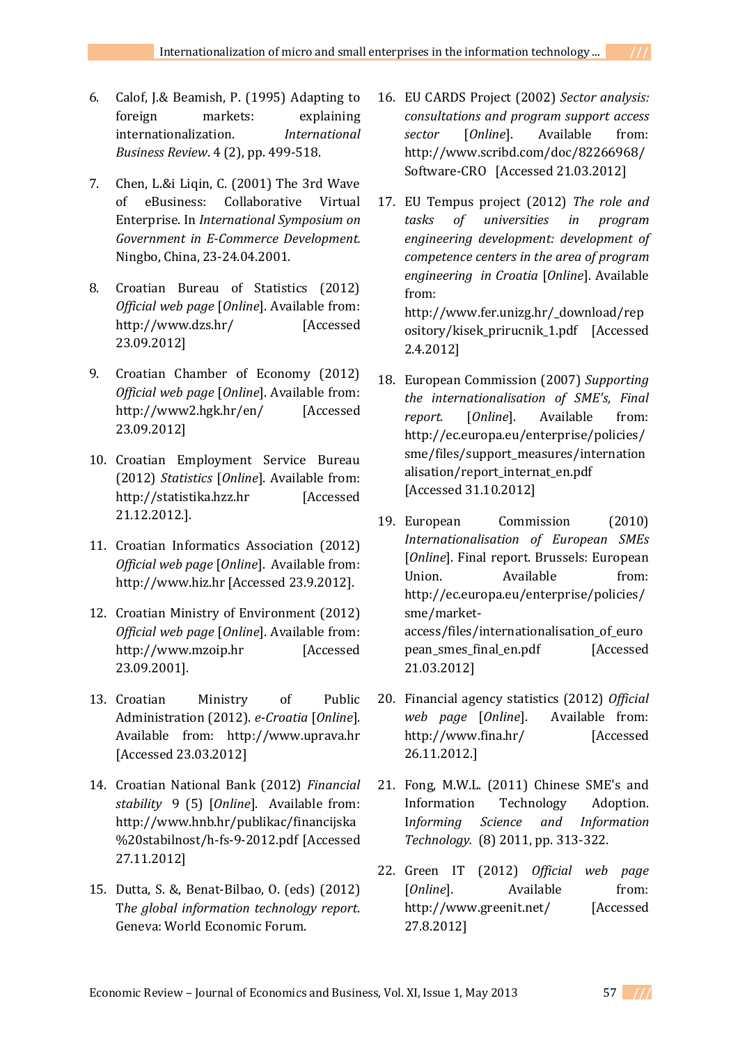6. Calof, J.& Beamish, P. (1995) Adapting to foreign markets: explaining internationalization. *International Business Review*. 4 (2), pp. 499-518.

7. Chen, L.&i Liqin, C. (2001) The 3rd Wave of eBusiness: Collaborative Virtual Enterprise. In *International Symposium on Government in E-Commerce Development.* Ningbo, China, 23-24.04.2001.

8. Croatian Bureau of Statistics (2012) *Official web page* [*Online*]. Available from: http://www.dzs.hr/ [Accessed 23.09.2012]

9. Croatian Chamber of Economy (2012) *Official web page* [*Online*]. Available from: http://www2.hgk.hr/en/ [Accessed 23.09.2012]

10. Croatian Employment Service Bureau (2012) *Statistics* [*Online*]. Available from: http://statistika.hzz.hr [Accessed 21.12.2012.].

11. Croatian Informatics Association (2012) *Official web page* [*Online*]. Available from: http://www.hiz.hr [Accessed 23.9.2012].

12. Croatian Ministry of Environment (2012) *Official web page* [*Online*]. Available from: http://www.mzoip.hr [Accessed 23.09.2001].

13. Croatian Ministry of Public Administration (2012). *e-Croatia* [*Online*]. Available from: http://www.uprava.hr [Accessed 23.03.2012]

14. Croatian National Bank (2012) *Financial stability* 9 (5) [*Online*]. Available from: http://www.hnb.hr/publikac/financijska%20stabilnost/h-fs-9-2012.pdf [Accessed 27.11.2012]

15. Dutta, S. &, Benat-Bilbao, O. (eds) (2012) T*he global information technology report*. Geneva: World Economic Forum.

16. EU CARDS Project (2002) *Sector analysis: consultations and program support access sector* [*Online*]. Available from: http://www.scribd.com/doc/82266968/Software-CRO [Accessed 21.03.2012]

17. EU Tempus project (2012) *The role and tasks of universities in program engineering development: development of competence centers in the area of program engineering in Croatia* [*Online*]. Available from: http://www.fer.unizg.hr/_download/repository/kisek_prirucnik_1.pdf [Accessed 2.4.2012]

18. European Commission (2007) *Supporting the internationalisation of SME's, Final report.* [*Online*]. Available from: http://ec.europa.eu/enterprise/policies/sme/files/support_measures/internationalisation/report_internat_en.pdf [Accessed 31.10.2012]

19. European Commission (2010) *Internationalisation of European SMEs* [*Online*]. Final report. Brussels: European Union. Available from: http://ec.europa.eu/enterprise/policies/sme/market-access/files/internationalisation_of_european_smes_final_en.pdf [Accessed 21.03.2012]

20. Financial agency statistics (2012) *Official web page* [*Online*]. Available from: http://www.fina.hr/ [Accessed 26.11.2012.]

21. Fong, M.W.L. (2011) Chinese SME's and Information Technology Adoption. I*nforming Science and Information Technology.* (8) 2011, pp. 313-322.

22. Green IT (2012) *Official web page* [*Online*]. Available from: http://www.greenit.net/ [Accessed 27.8.2012]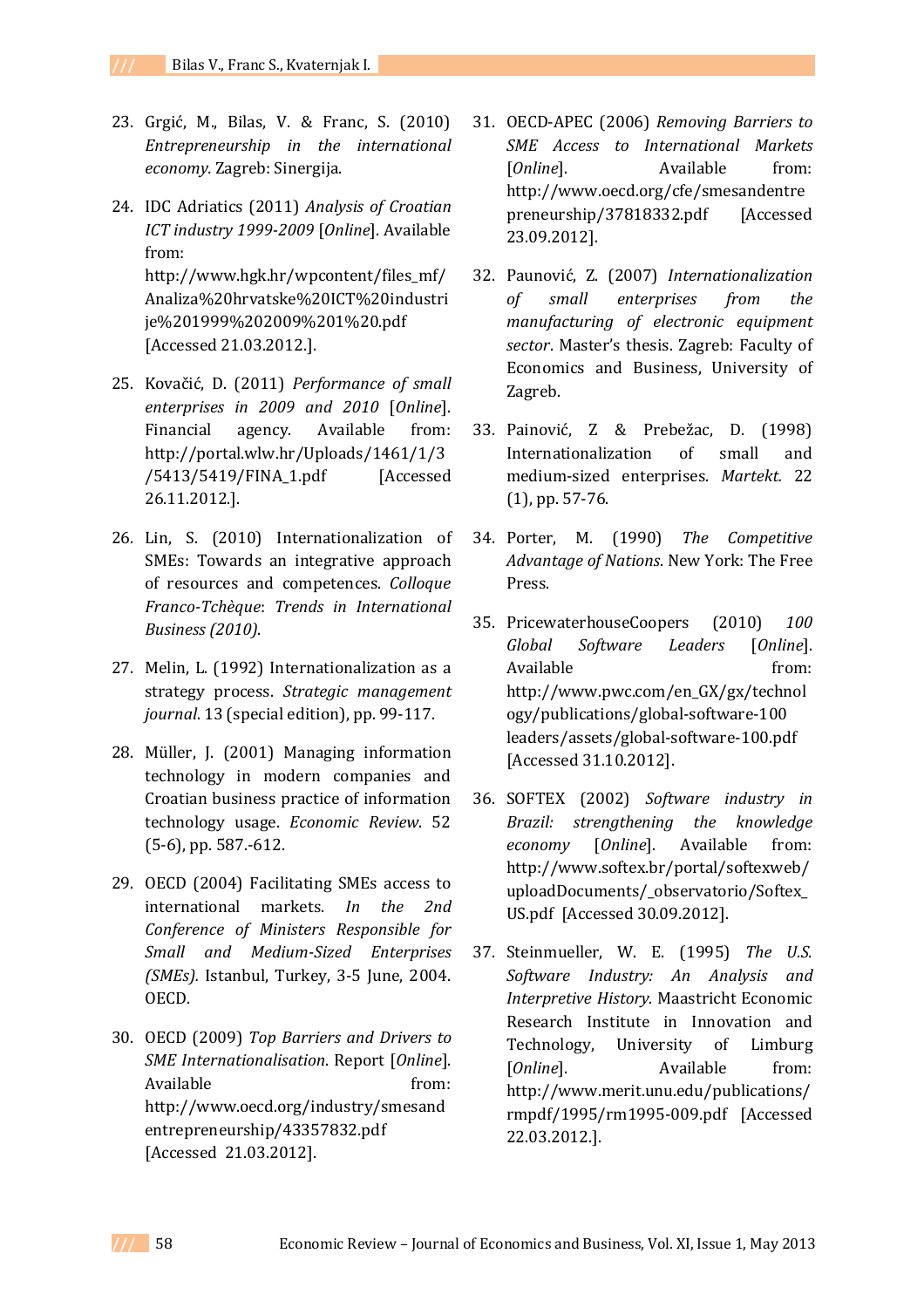23. Grgić, M., Bilas, V. & Franc, S. (2010) *Entrepreneurship in the international economy.* Zagreb: Sinergija.

24. IDC Adriatics (2011) *Analysis of Croatian ICT industry 1999-2009* [*Online*]. Available from: http://www.hgk.hr/wpcontent/files_mf/Analiza%20hrvatske%20ICT%20industrije%201999%202009%201%20.pdf [Accessed 21.03.2012.].

25. Kovačić, D. (2011) *Performance of small enterprises in 2009 and 2010* [*Online*]. Financial agency. Available from: http://portal.wlw.hr/Uploads/1461/1/3/5413/5419/FINA_1.pdf [Accessed 26.11.2012.].

26. Lin, S. (2010) Internationalization of SMEs: Towards an integrative approach of resources and competences. *Colloque Franco-Tchèque*: *Trends in International Business (2010).*

27. Melin, L. (1992) Internationalization as a strategy process. *Strategic management journal*. 13 (special edition), pp. 99-117.

28. Müller, J. (2001) Managing information technology in modern companies and Croatian business practice of information technology usage. *Economic Review*. 52 (5-6), pp. 587.-612.

29. OECD (2004) Facilitating SMEs access to international markets. *In the 2nd Conference of Ministers Responsible for Small and Medium-Sized Enterprises (SMEs).* Istanbul, Turkey, 3-5 June, 2004. OECD.

30. OECD (2009) *Top Barriers and Drivers to SME Internationalisation*. Report [*Online*]. Available from: http://www.oecd.org/industry/smesandentrepreneurship/43357832.pdf [Accessed 21.03.2012].

31. OECD-APEC (2006) *Removing Barriers to SME Access to International Markets* [*Online*]. Available from: http://www.oecd.org/cfe/smesandentrepreneurship/37818332.pdf [Accessed 23.09.2012].

32. Paunović, Z. (2007) *Internationalization of small enterprises from the manufacturing of electronic equipment sector*. Master's thesis. Zagreb: Faculty of Economics and Business, University of Zagreb.

33. Painović, Z & Prebežac, D. (1998) Internationalization of small and medium-sized enterprises. *Martekt.* 22 (1), pp. 57-76.

34. Porter, M. (1990) *The Competitive Advantage of Nations*. New York: The Free Press.

35. PricewaterhouseCoopers (2010) *100 Global Software Leaders* [*Online*]. Available from: http://www.pwc.com/en_GX/gx/technology/publications/global-software-100 leaders/assets/global-software-100.pdf [Accessed 31.10.2012].

36. SOFTEX (2002) *Software industry in Brazil: strengthening the knowledge economy* [*Online*]. Available from: http://www.softex.br/portal/softexweb/uploadDocuments/_observatorio/Softex_US.pdf [Accessed 30.09.2012].

37. Steinmueller, W. E. (1995) *The U.S. Software Industry: An Analysis and Interpretive History.* Maastricht Economic Research Institute in Innovation and Technology, University of Limburg [*Online*]. Available from: http://www.merit.unu.edu/publications/rmpdf/1995/rm1995-009.pdf [Accessed 22.03.2012.].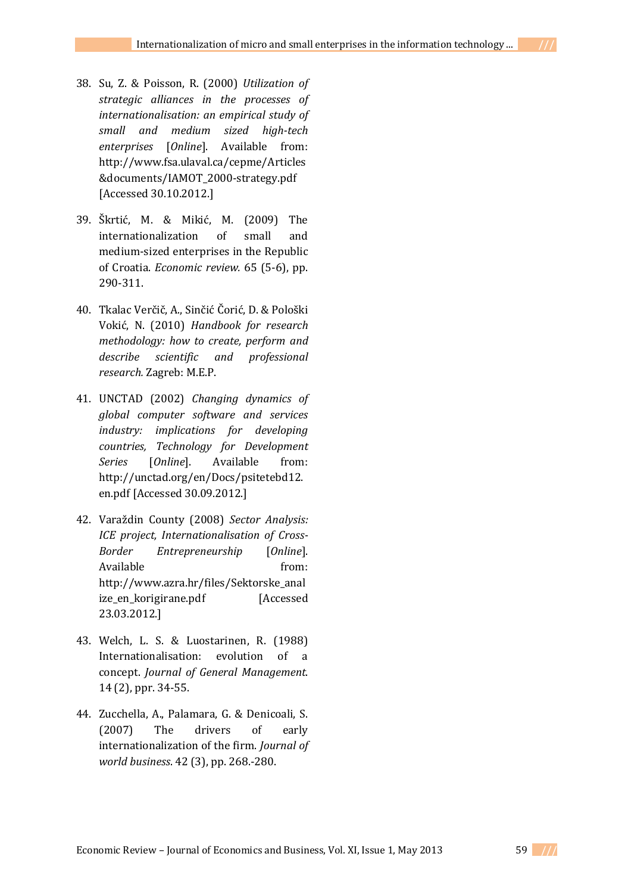38. Su, Z. & Poisson, R. (2000) *Utilization of strategic alliances in the processes of internationalisation: an empirical study of small and medium sized high-tech enterprises* [*Online*]. Available from: http://www.fsa.ulaval.ca/cepme/Articles&documents/IAMOT_2000-strategy.pdf [Accessed 30.10.2012.]

39. Škrtić, M. & Mikić, M. (2009) The internationalization of small and medium-sized enterprises in the Republic of Croatia. *Economic review.* 65 (5-6), pp. 290-311.

40. Tkalac Verčič, A., Sinčić Ćorić, D. & Pološki Vokić, N. (2010) *Handbook for research methodology: how to create, perform and describe scientific and professional research.* Zagreb: M.E.P.

41. UNCTAD (2002) *Changing dynamics of global computer software and services industry: implications for developing countries, Technology for Development Series* [*Online*]. Available from: http://unctad.org/en/Docs/psitetebd12.en.pdf [Accessed 30.09.2012.]

42. Varaždin County (2008) *Sector Analysis: ICE project, Internationalisation of Cross-Border Entrepreneurship* [*Online*]. Available from: http://www.azra.hr/files/Sektorske_analize_en_korigirane.pdf [Accessed 23.03.2012.]

43. Welch, L. S. & Luostarinen, R. (1988) Internationalisation: evolution of a concept. *Journal of General Management*. 14 (2), ppr. 34-55.

44. Zucchella, A., Palamara, G. & Denicoali, S. (2007) The drivers of early internationalization of the firm. *Journal of world business*. 42 (3), pp. 268.-280.